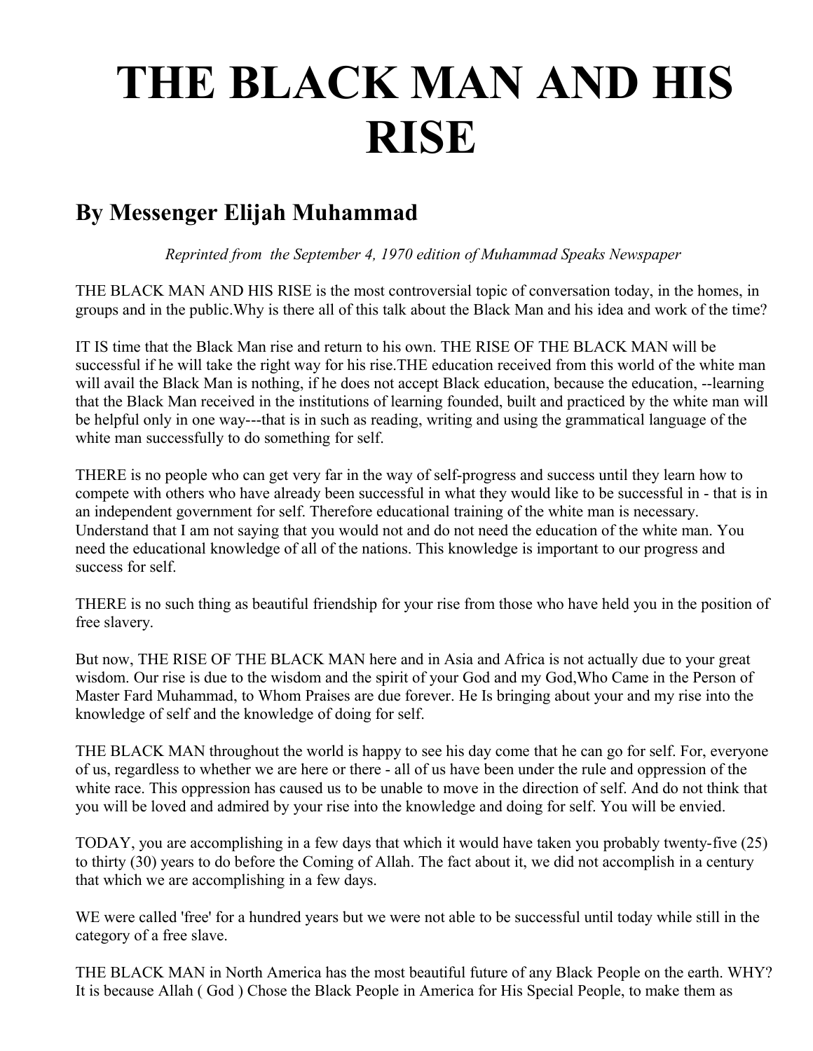# THE BLACK MAN AND HIS RISE

## By Messenger Elijah Muhammad

*Reprinted from the September 4, 1970 edition of Muhammad Speaks Newspaper*

THE BLACK MAN AND HIS RISE is the most controversial topic of conversation today, in the homes, in groups and in the public.Why is there all of this talk about the Black Man and his idea and work of the time?

IT IS time that the Black Man rise and return to his own. THE RISE OF THE BLACK MAN will be successful if he will take the right way for his rise.THE education received from this world of the white man will avail the Black Man is nothing, if he does not accept Black education, because the education, --learning that the Black Man received in the institutions of learning founded, built and practiced by the white man will be helpful only in one way---that is in such as reading, writing and using the grammatical language of the white man successfully to do something for self.

THERE is no people who can get very far in the way of self-progress and success until they learn how to compete with others who have already been successful in what they would like to be successful in - that is in an independent government for self. Therefore educational training of the white man is necessary. Understand that I am not saying that you would not and do not need the education of the white man. You need the educational knowledge of all of the nations. This knowledge is important to our progress and success for self.

THERE is no such thing as beautiful friendship for your rise from those who have held you in the position of free slavery.

But now, THE RISE OF THE BLACK MAN here and in Asia and Africa is not actually due to your great wisdom. Our rise is due to the wisdom and the spirit of your God and my God,Who Came in the Person of Master Fard Muhammad, to Whom Praises are due forever. He Is bringing about your and my rise into the knowledge of self and the knowledge of doing for self.

THE BLACK MAN throughout the world is happy to see his day come that he can go for self. For, everyone of us, regardless to whether we are here or there - all of us have been under the rule and oppression of the white race. This oppression has caused us to be unable to move in the direction of self. And do not think that you will be loved and admired by your rise into the knowledge and doing for self. You will be envied.

TODAY, you are accomplishing in a few days that which it would have taken you probably twenty-five (25) to thirty (30) years to do before the Coming of Allah. The fact about it, we did not accomplish in a century that which we are accomplishing in a few days.

WE were called 'free' for a hundred years but we were not able to be successful until today while still in the category of a free slave.

THE BLACK MAN in North America has the most beautiful future of any Black People on the earth. WHY? It is because Allah ( God ) Chose the Black People in America for His Special People, to make them as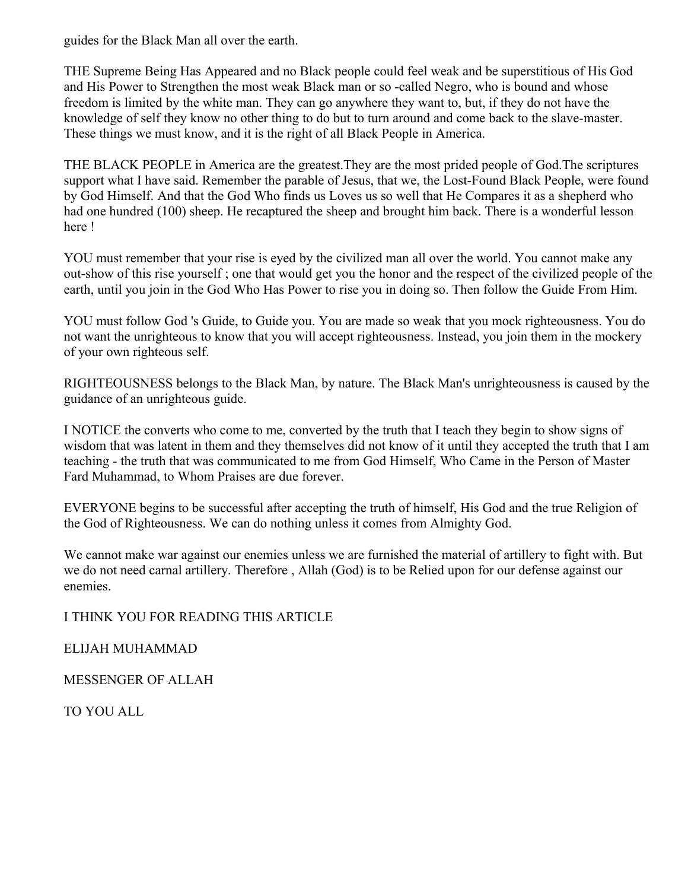guides for the Black Man all over the earth.

THE Supreme Being Has Appeared and no Black people could feel weak and be superstitious of His God and His Power to Strengthen the most weak Black man or so -called Negro, who is bound and whose freedom is limited by the white man. They can go anywhere they want to, but, if they do not have the knowledge of self they know no other thing to do but to turn around and come back to the slave-master. These things we must know, and it is the right of all Black People in America.

THE BLACK PEOPLE in America are the greatest.They are the most prided people of God.The scriptures support what I have said. Remember the parable of Jesus, that we, the Lost-Found Black People, were found by God Himself. And that the God Who finds us Loves us so well that He Compares it as a shepherd who had one hundred (100) sheep. He recaptured the sheep and brought him back. There is a wonderful lesson here !

YOU must remember that your rise is eyed by the civilized man all over the world. You cannot make any out-show of this rise yourself ; one that would get you the honor and the respect of the civilized people of the earth, until you join in the God Who Has Power to rise you in doing so. Then follow the Guide From Him.

YOU must follow God 's Guide, to Guide you. You are made so weak that you mock righteousness. You do not want the unrighteous to know that you will accept righteousness. Instead, you join them in the mockery of your own righteous self.

RIGHTEOUSNESS belongs to the Black Man, by nature. The Black Man's unrighteousness is caused by the guidance of an unrighteous guide.

I NOTICE the converts who come to me, converted by the truth that I teach they begin to show signs of wisdom that was latent in them and they themselves did not know of it until they accepted the truth that I am teaching - the truth that was communicated to me from God Himself, Who Came in the Person of Master Fard Muhammad, to Whom Praises are due forever.

EVERYONE begins to be successful after accepting the truth of himself, His God and the true Religion of the God of Righteousness. We can do nothing unless it comes from Almighty God.

We cannot make war against our enemies unless we are furnished the material of artillery to fight with. But we do not need carnal artillery. Therefore , Allah (God) is to be Relied upon for our defense against our enemies.

I THINK YOU FOR READING THIS ARTICLE

ELIJAH MUHAMMAD

MESSENGER OF ALLAH

TO YOU ALL